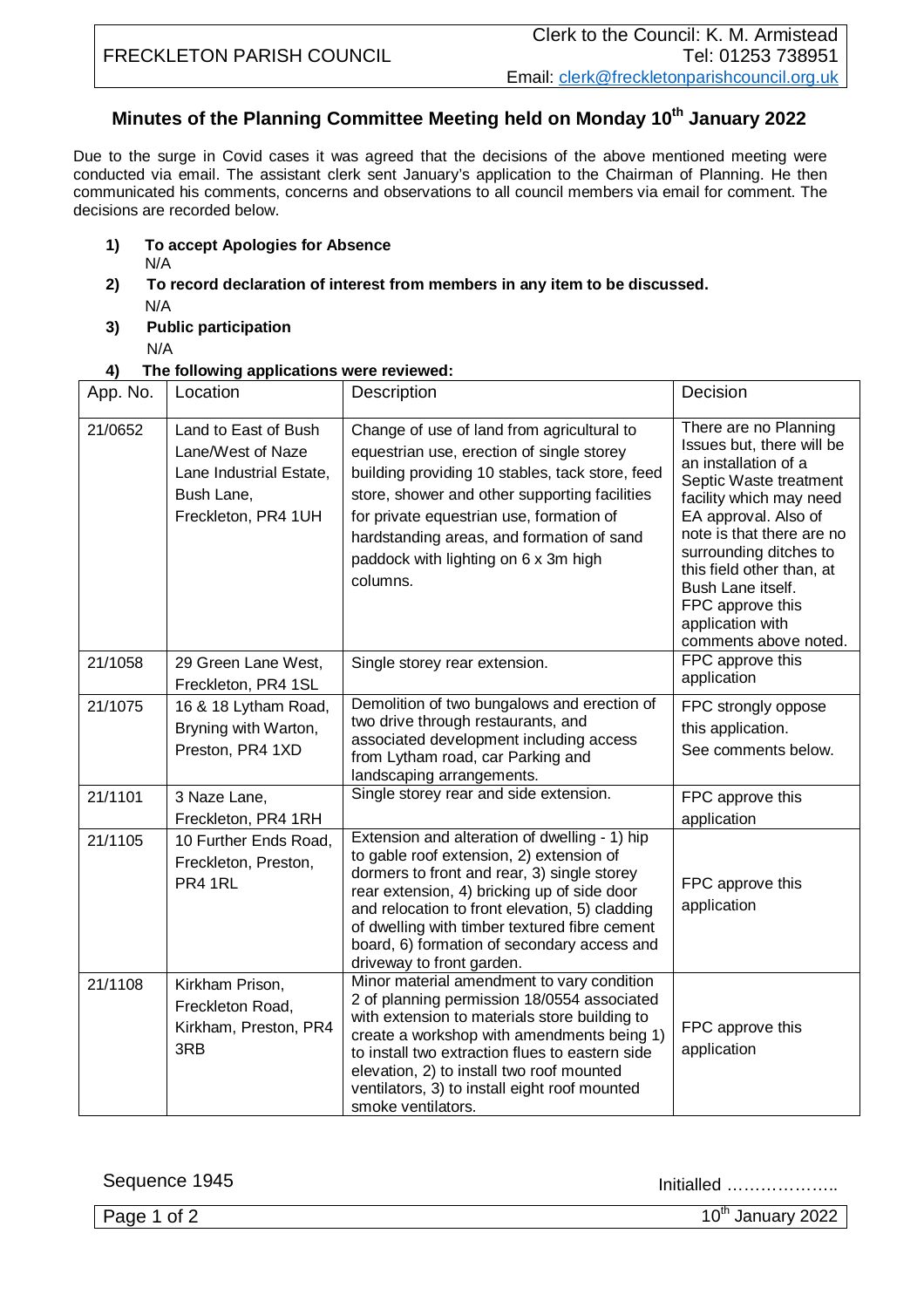FRECKLETON PARISH COUNCIL

Clerk to the Council: K. M. Armistead
Tel: 01253 738951
Email: clerk@freckletonparishcouncil.org.uk

# Minutes of the Planning Committee Meeting held on Monday 10th January 2022

Due to the surge in Covid cases it was agreed that the decisions of the above mentioned meeting were conducted via email. The assistant clerk sent January's application to the Chairman of Planning. He then communicated his comments, concerns and observations to all council members via email for comment. The decisions are recorded below.

1) **To accept Apologies for Absence**
   N/A
2) **To record declaration of interest from members in any item to be discussed.**
   N/A
3) **Public participation**
   N/A
4) **The following applications were reviewed:**

| App. No. | Location | Description | Decision |
|---|---|---|---|
| 21/0652 | Land to East of Bush Lane/West of Naze Lane Industrial Estate, Bush Lane, Freckleton, PR4 1UH | Change of use of land from agricultural to equestrian use, erection of single storey building providing 10 stables, tack store, feed store, shower and other supporting facilities for private equestrian use, formation of hardstanding areas, and formation of sand paddock with lighting on 6 x 3m high columns. | There are no Planning Issues but, there will be an installation of a Septic Waste treatment facility which may need EA approval. Also of note is that there are no surrounding ditches to this field other than, at Bush Lane itself. FPC approve this application with comments above noted. |
| 21/1058 | 29 Green Lane West, Freckleton, PR4 1SL | Single storey rear extension. | FPC approve this application |
| 21/1075 | 16 & 18 Lytham Road, Bryning with Warton, Preston, PR4 1XD | Demolition of two bungalows and erection of two drive through restaurants, and associated development including access from Lytham road, car Parking and landscaping arrangements. | FPC strongly oppose this application. See comments below. |
| 21/1101 | 3 Naze Lane, Freckleton, PR4 1RH | Single storey rear and side extension. | FPC approve this application |
| 21/1105 | 10 Further Ends Road, Freckleton, Preston, PR4 1RL | Extension and alteration of dwelling - 1) hip to gable roof extension, 2) extension of dormers to front and rear, 3) single storey rear extension, 4) bricking up of side door and relocation to front elevation, 5) cladding of dwelling with timber textured fibre cement board, 6) formation of secondary access and driveway to front garden. | FPC approve this application |
| 21/1108 | Kirkham Prison, Freckleton Road, Kirkham, Preston, PR4 3RB | Minor material amendment to vary condition 2 of planning permission 18/0554 associated with extension to materials store building to create a workshop with amendments being 1) to install two extraction flues to eastern side elevation, 2) to install two roof mounted ventilators, 3) to install eight roof mounted smoke ventilators. | FPC approve this application |

Sequence 1945

Initialled ………………..

10th January 2022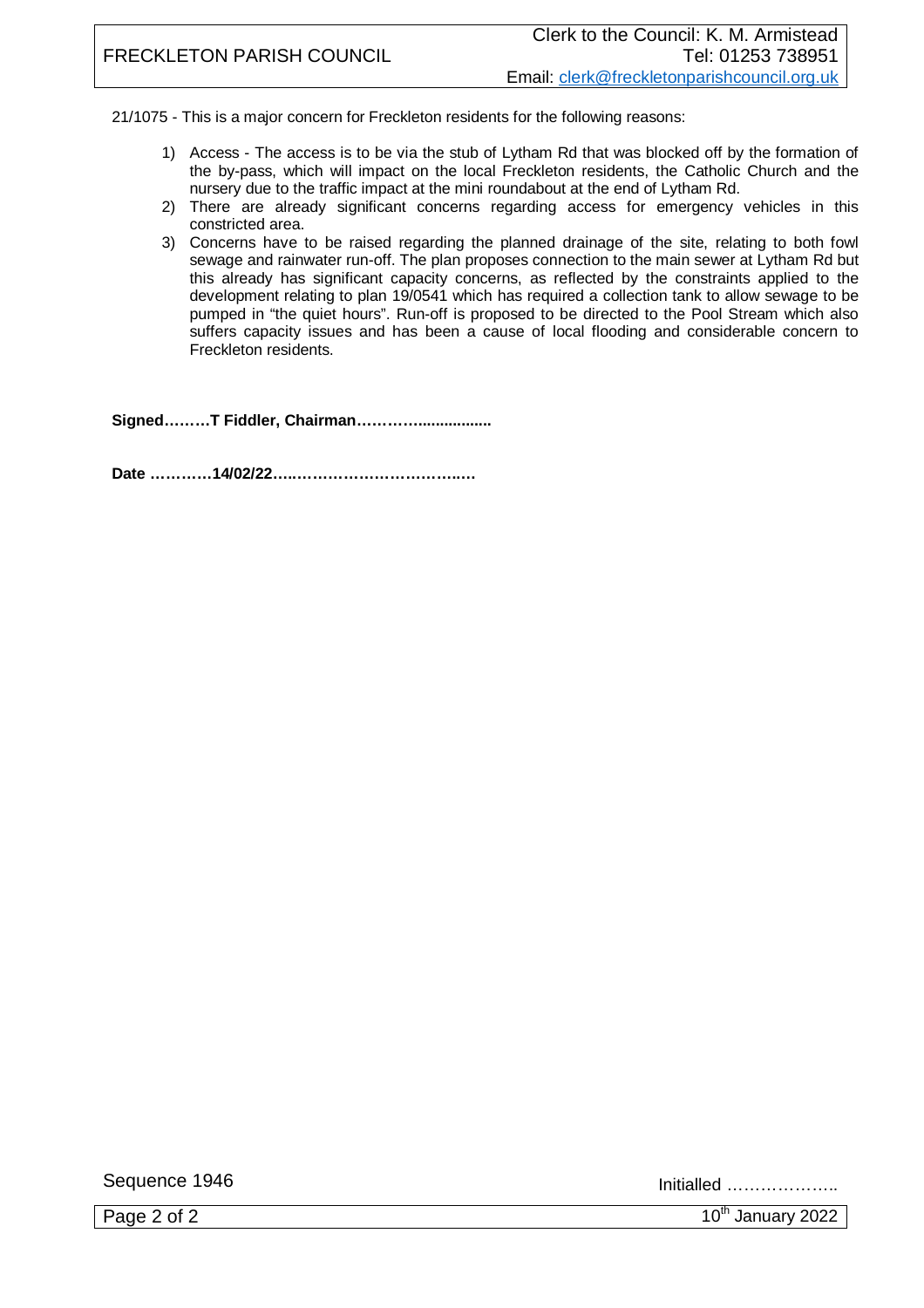21/1075 - This is a major concern for Freckleton residents for the following reasons:

1) Access - The access is to be via the stub of Lytham Rd that was blocked off by the formation of the by-pass, which will impact on the local Freckleton residents, the Catholic Church and the nursery due to the traffic impact at the mini roundabout at the end of Lytham Rd.
2) There are already significant concerns regarding access for emergency vehicles in this constricted area.
3) Concerns have to be raised regarding the planned drainage of the site, relating to both fowl sewage and rainwater run-off. The plan proposes connection to the main sewer at Lytham Rd but this already has significant capacity concerns, as reflected by the constraints applied to the development relating to plan 19/0541 which has required a collection tank to allow sewage to be pumped in "the quiet hours". Run-off is proposed to be directed to the Pool Stream which also suffers capacity issues and has been a cause of local flooding and considerable concern to Freckleton residents.

**Signed………T Fiddler, Chairman…………................**

**Date …………14/02/22….………………………….….**

Sequence 1946

Initialled ………………..